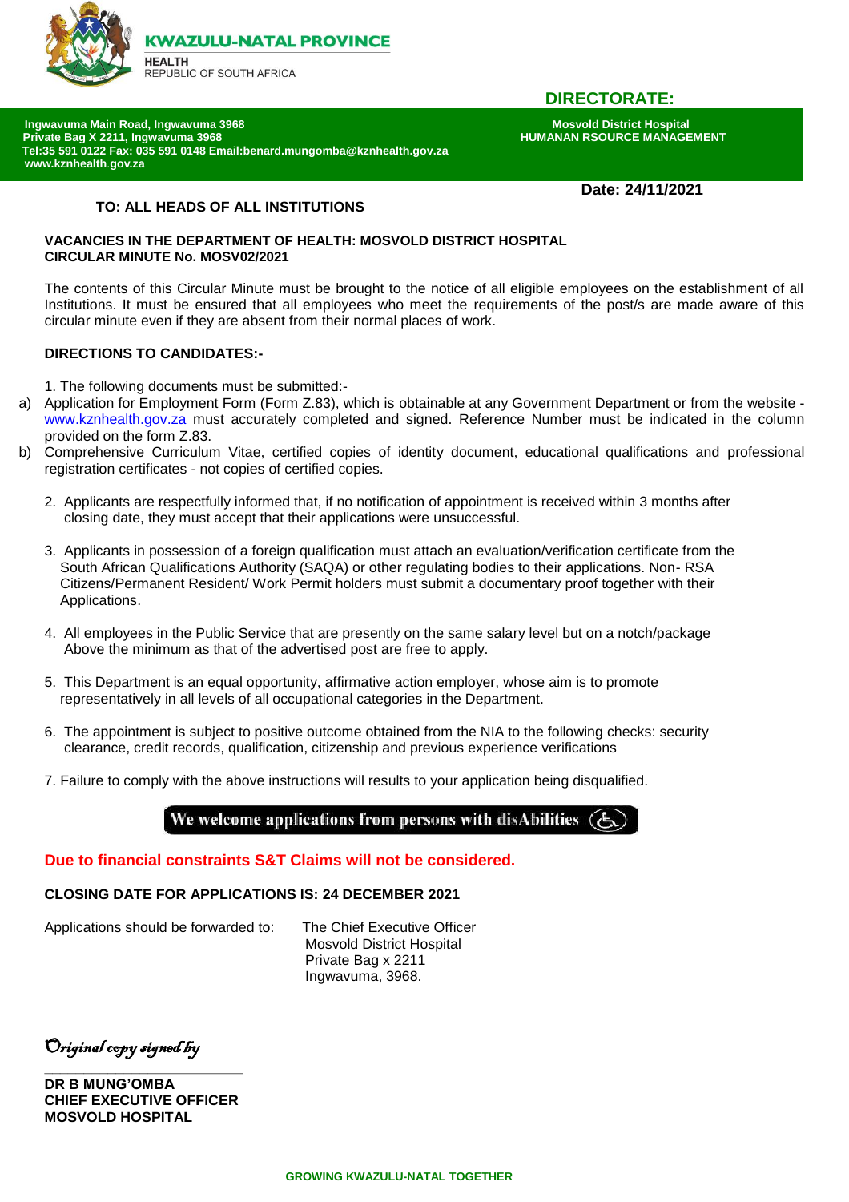**KWAZULU-NATAL PROVINCE**

**HEALTH**
REPUBLIC OF SOUTH AFRICA

**DIRECTORATE:**

**Ingwavuma Main Road, Ingwavuma 3968**
**Private Bag X 2211, Ingwavuma 3968**
**Tel:35 591 0122 Fax: 035 591 0148 Email:benard.mungomba@kznhealth.gov.za**
**www.kznhealth.gov.za**

**Mosvold District Hospital**
**HUMANAN RSOURCE MANAGEMENT**

**Date: 24/11/2021**

**TO: ALL HEADS OF ALL INSTITUTIONS**

**VACANCIES IN THE DEPARTMENT OF HEALTH: MOSVOLD DISTRICT HOSPITAL**
**CIRCULAR MINUTE No. MOSV02/2021**

The contents of this Circular Minute must be brought to the notice of all eligible employees on the establishment of all Institutions. It must be ensured that all employees who meet the requirements of the post/s are made aware of this circular minute even if they are absent from their normal places of work.

**DIRECTIONS TO CANDIDATES:-**

1. The following documents must be submitted:-
   a) Application for Employment Form (Form Z.83), which is obtainable at any Government Department or from the website - www.kznhealth.gov.za must accurately completed and signed. Reference Number must be indicated in the column provided on the form Z.83.
   b) Comprehensive Curriculum Vitae, certified copies of identity document, educational qualifications and professional registration certificates - not copies of certified copies.
2. Applicants are respectfully informed that, if no notification of appointment is received within 3 months after closing date, they must accept that their applications were unsuccessful.
3. Applicants in possession of a foreign qualification must attach an evaluation/verification certificate from the South African Qualifications Authority (SAQA) or other regulating bodies to their applications. Non- RSA Citizens/Permanent Resident/ Work Permit holders must submit a documentary proof together with their Applications.
4. All employees in the Public Service that are presently on the same salary level but on a notch/package Above the minimum as that of the advertised post are free to apply.
5. This Department is an equal opportunity, affirmative action employer, whose aim is to promote representatively in all levels of all occupational categories in the Department.
6. The appointment is subject to positive outcome obtained from the NIA to the following checks: security clearance, credit records, qualification, citizenship and previous experience verifications
7. Failure to comply with the above instructions will results to your application being disqualified.

**We welcome applications from persons with disAbilities**

**Due to financial constraints S&T Claims will not be considered.**

**CLOSING DATE FOR APPLICATIONS IS: 24 DECEMBER 2021**

Applications should be forwarded to:

The Chief Executive Officer
Mosvold District Hospital
Private Bag x 2211
Ingwavuma, 3968.

*Original copy signed by*

**DR B MUNG'OMBA**
**CHIEF EXECUTIVE OFFICER**
**MOSVOLD HOSPITAL**

**GROWING KWAZULU-NATAL TOGETHER**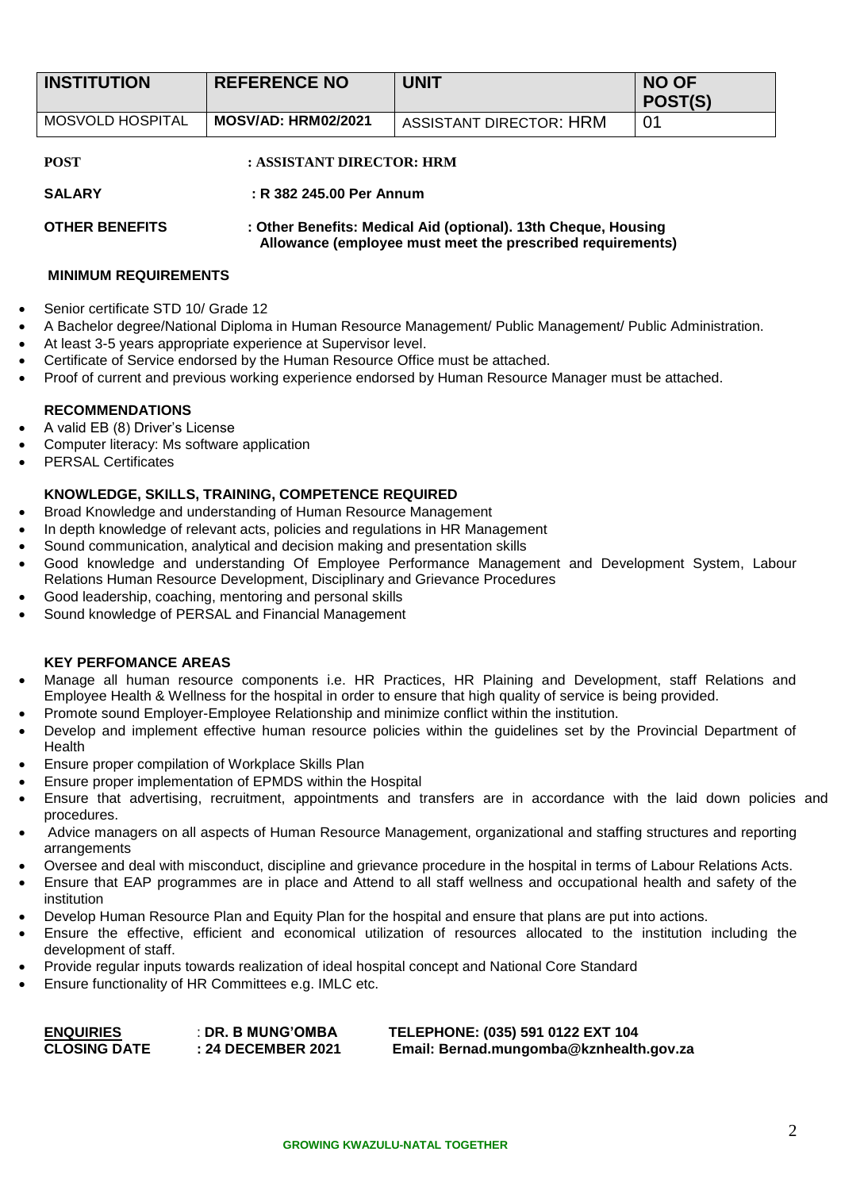| INSTITUTION | REFERENCE NO | UNIT | NO OF POST(S) |
|---|---|---|---|
| MOSVOLD HOSPITAL | **MOSV/AD: HRM02/2021** | ASSISTANT DIRECTOR: HRM | 01 |

**POST** : **ASSISTANT DIRECTOR: HRM**

**SALARY** : **R 382 245.00 Per Annum**

**OTHER BENEFITS** : **Other Benefits: Medical Aid (optional). 13th Cheque, Housing Allowance (employee must meet the prescribed requirements)**

**MINIMUM REQUIREMENTS**

- Senior certificate STD 10/ Grade 12
- A Bachelor degree/National Diploma in Human Resource Management/ Public Management/ Public Administration.
- At least 3-5 years appropriate experience at Supervisor level.
- Certificate of Service endorsed by the Human Resource Office must be attached.
- Proof of current and previous working experience endorsed by Human Resource Manager must be attached.

**RECOMMENDATIONS**

- A valid EB (8) Driver's License
- Computer literacy: Ms software application
- PERSAL Certificates

**KNOWLEDGE, SKILLS, TRAINING, COMPETENCE REQUIRED**

- Broad Knowledge and understanding of Human Resource Management
- In depth knowledge of relevant acts, policies and regulations in HR Management
- Sound communication, analytical and decision making and presentation skills
- Good knowledge and understanding Of Employee Performance Management and Development System, Labour Relations Human Resource Development, Disciplinary and Grievance Procedures
- Good leadership, coaching, mentoring and personal skills
- Sound knowledge of PERSAL and Financial Management

**KEY PERFOMANCE AREAS**

- Manage all human resource components i.e. HR Practices, HR Plaining and Development, staff Relations and Employee Health & Wellness for the hospital in order to ensure that high quality of service is being provided.
- Promote sound Employer-Employee Relationship and minimize conflict within the institution.
- Develop and implement effective human resource policies within the guidelines set by the Provincial Department of Health
- Ensure proper compilation of Workplace Skills Plan
- Ensure proper implementation of EPMDS within the Hospital
- Ensure that advertising, recruitment, appointments and transfers are in accordance with the laid down policies and procedures.
- Advice managers on all aspects of Human Resource Management, organizational and staffing structures and reporting arrangements
- Oversee and deal with misconduct, discipline and grievance procedure in the hospital in terms of Labour Relations Acts.
- Ensure that EAP programmes are in place and Attend to all staff wellness and occupational health and safety of the institution
- Develop Human Resource Plan and Equity Plan for the hospital and ensure that plans are put into actions.
- Ensure the effective, efficient and economical utilization of resources allocated to the institution including the development of staff.
- Provide regular inputs towards realization of ideal hospital concept and National Core Standard
- Ensure functionality of HR Committees e.g. IMLC etc.

**ENQUIRIES** : **DR. B MUNG'OMBA** **TELEPHONE: (035) 591 0122 EXT 104**

**CLOSING DATE** : **24 DECEMBER 2021** **Email: Bernad.mungomba@kznhealth.gov.za**

**GROWING KWAZULU-NATAL TOGETHER**